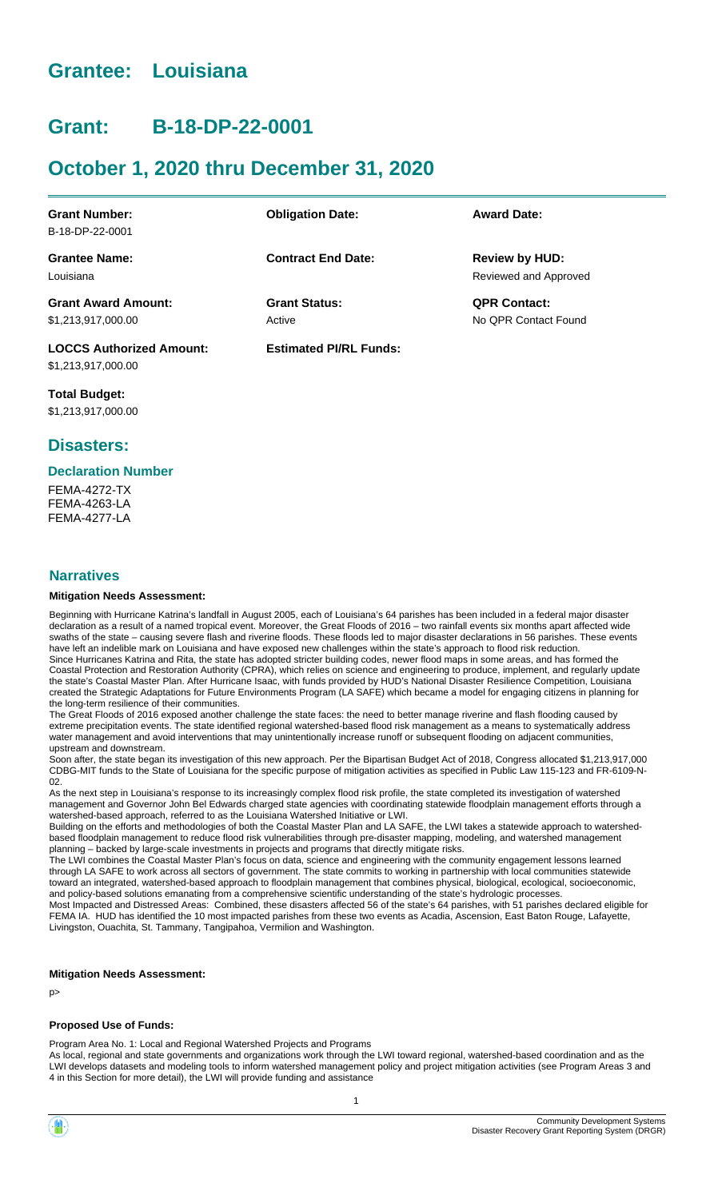# Grantee: Louisiana

# Grant: B-18-DP-22-0001

# October 1, 2020 thru December 31, 2020

| **Grant Number:** | **Obligation Date:** | **Award Date:** |
|---|---|---|
| B-18-DP-22-0001 | | |
| **Grantee Name:** | **Contract End Date:** | **Review by HUD:** |
| Louisiana | | Reviewed and Approved |
| **Grant Award Amount:** | **Grant Status:** | **QPR Contact:** |
| $1,213,917,000.00 | Active | No QPR Contact Found |
| **LOCCS Authorized Amount:** | **Estimated PI/RL Funds:** | |
| $1,213,917,000.00 | | |

**Total Budget:**
$1,213,917,000.00

## Disasters:

### Declaration Number

FEMA-4272-TX
FEMA-4263-LA
FEMA-4277-LA

## Narratives

#### Mitigation Needs Assessment:

Beginning with Hurricane Katrina's landfall in August 2005, each of Louisiana's 64 parishes has been included in a federal major disaster declaration as a result of a named tropical event. Moreover, the Great Floods of 2016 – two rainfall events six months apart affected wide swaths of the state – causing severe flash and riverine floods. These floods led to major disaster declarations in 56 parishes. These events have left an indelible mark on Louisiana and have exposed new challenges within the state's approach to flood risk reduction.
Since Hurricanes Katrina and Rita, the state has adopted stricter building codes, newer flood maps in some areas, and has formed the Coastal Protection and Restoration Authority (CPRA), which relies on science and engineering to produce, implement, and regularly update the state's Coastal Master Plan. After Hurricane Isaac, with funds provided by HUD's National Disaster Resilience Competition, Louisiana created the Strategic Adaptations for Future Environments Program (LA SAFE) which became a model for engaging citizens in planning for the long-term resilience of their communities.
The Great Floods of 2016 exposed another challenge the state faces: the need to better manage riverine and flash flooding caused by extreme precipitation events. The state identified regional watershed-based flood risk management as a means to systematically address water management and avoid interventions that may unintentionally increase runoff or subsequent flooding on adjacent communities, upstream and downstream.
Soon after, the state began its investigation of this new approach. Per the Bipartisan Budget Act of 2018, Congress allocated $1,213,917,000 CDBG-MIT funds to the State of Louisiana for the specific purpose of mitigation activities as specified in Public Law 115-123 and FR-6109-N-02.
As the next step in Louisiana's response to its increasingly complex flood risk profile, the state completed its investigation of watershed management and Governor John Bel Edwards charged state agencies with coordinating statewide floodplain management efforts through a watershed-based approach, referred to as the Louisiana Watershed Initiative or LWI.
Building on the efforts and methodologies of both the Coastal Master Plan and LA SAFE, the LWI takes a statewide approach to watershed-based floodplain management to reduce flood risk vulnerabilities through pre-disaster mapping, modeling, and watershed management planning – backed by large-scale investments in projects and programs that directly mitigate risks.
The LWI combines the Coastal Master Plan's focus on data, science and engineering with the community engagement lessons learned through LA SAFE to work across all sectors of government. The state commits to working in partnership with local communities statewide toward an integrated, watershed-based approach to floodplain management that combines physical, biological, ecological, socioeconomic, and policy-based solutions emanating from a comprehensive scientific understanding of the state's hydrologic processes.
Most Impacted and Distressed Areas: Combined, these disasters affected 56 of the state's 64 parishes, with 51 parishes declared eligible for FEMA IA. HUD has identified the 10 most impacted parishes from these two events as Acadia, Ascension, East Baton Rouge, Lafayette, Livingston, Ouachita, St. Tammany, Tangipahoa, Vermilion and Washington.

#### Mitigation Needs Assessment:

p>

#### Proposed Use of Funds:

Program Area No. 1: Local and Regional Watershed Projects and Programs
As local, regional and state governments and organizations work through the LWI toward regional, watershed-based coordination and as the LWI develops datasets and modeling tools to inform watershed management policy and project mitigation activities (see Program Areas 3 and 4 in this Section for more detail), the LWI will provide funding and assistance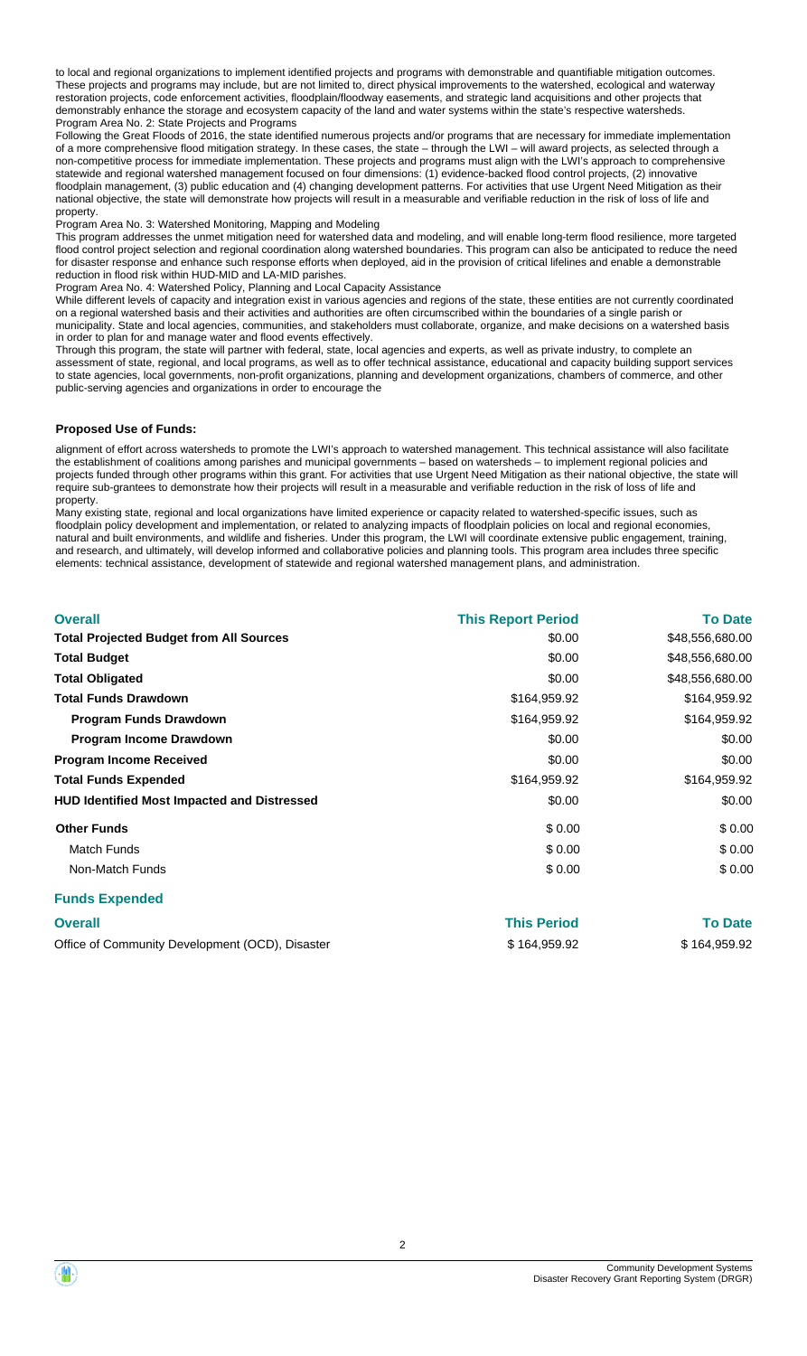to local and regional organizations to implement identified projects and programs with demonstrable and quantifiable mitigation outcomes. These projects and programs may include, but are not limited to, direct physical improvements to the watershed, ecological and waterway restoration projects, code enforcement activities, floodplain/floodway easements, and strategic land acquisitions and other projects that demonstrably enhance the storage and ecosystem capacity of the land and water systems within the state's respective watersheds.
Program Area No. 2: State Projects and Programs
Following the Great Floods of 2016, the state identified numerous projects and/or programs that are necessary for immediate implementation of a more comprehensive flood mitigation strategy. In these cases, the state – through the LWI – will award projects, as selected through a non-competitive process for immediate implementation. These projects and programs must align with the LWI's approach to comprehensive statewide and regional watershed management focused on four dimensions: (1) evidence-backed flood control projects, (2) innovative floodplain management, (3) public education and (4) changing development patterns. For activities that use Urgent Need Mitigation as their national objective, the state will demonstrate how projects will result in a measurable and verifiable reduction in the risk of loss of life and property.
Program Area No. 3: Watershed Monitoring, Mapping and Modeling
This program addresses the unmet mitigation need for watershed data and modeling, and will enable long-term flood resilience, more targeted flood control project selection and regional coordination along watershed boundaries. This program can also be anticipated to reduce the need for disaster response and enhance such response efforts when deployed, aid in the provision of critical lifelines and enable a demonstrable reduction in flood risk within HUD-MID and LA-MID parishes.
Program Area No. 4: Watershed Policy, Planning and Local Capacity Assistance
While different levels of capacity and integration exist in various agencies and regions of the state, these entities are not currently coordinated on a regional watershed basis and their activities and authorities are often circumscribed within the boundaries of a single parish or municipality. State and local agencies, communities, and stakeholders must collaborate, organize, and make decisions on a watershed basis in order to plan for and manage water and flood events effectively.
Through this program, the state will partner with federal, state, local agencies and experts, as well as private industry, to complete an assessment of state, regional, and local programs, as well as to offer technical assistance, educational and capacity building support services to state agencies, local governments, non-profit organizations, planning and development organizations, chambers of commerce, and other public-serving agencies and organizations in order to encourage the

**Proposed Use of Funds:**

alignment of effort across watersheds to promote the LWI's approach to watershed management. This technical assistance will also facilitate the establishment of coalitions among parishes and municipal governments – based on watersheds – to implement regional policies and projects funded through other programs within this grant. For activities that use Urgent Need Mitigation as their national objective, the state will require sub-grantees to demonstrate how their projects will result in a measurable and verifiable reduction in the risk of loss of life and property.
Many existing state, regional and local organizations have limited experience or capacity related to watershed-specific issues, such as floodplain policy development and implementation, or related to analyzing impacts of floodplain policies on local and regional economies, natural and built environments, and wildlife and fisheries. Under this program, the LWI will coordinate extensive public engagement, training, and research, and ultimately, will develop informed and collaborative policies and planning tools. This program area includes three specific elements: technical assistance, development of statewide and regional watershed management plans, and administration.

| Overall | This Report Period | To Date |
|---|---|---|
| **Total Projected Budget from All Sources** | $0.00 | $48,556,680.00 |
| **Total Budget** | $0.00 | $48,556,680.00 |
| **Total Obligated** | $0.00 | $48,556,680.00 |
| **Total Funds Drawdown** | $164,959.92 | $164,959.92 |
| **Program Funds Drawdown** | $164,959.92 | $164,959.92 |
| **Program Income Drawdown** | $0.00 | $0.00 |
| **Program Income Received** | $0.00 | $0.00 |
| **Total Funds Expended** | $164,959.92 | $164,959.92 |
| **HUD Identified Most Impacted and Distressed** | $0.00 | $0.00 |
| **Other Funds** | $ 0.00 | $ 0.00 |
| Match Funds | $ 0.00 | $ 0.00 |
| Non-Match Funds | $ 0.00 | $ 0.00 |

**Funds Expended**

| Overall | This Period | To Date |
|---|---|---|
| Office of Community Development (OCD), Disaster | $ 164,959.92 | $ 164,959.92 |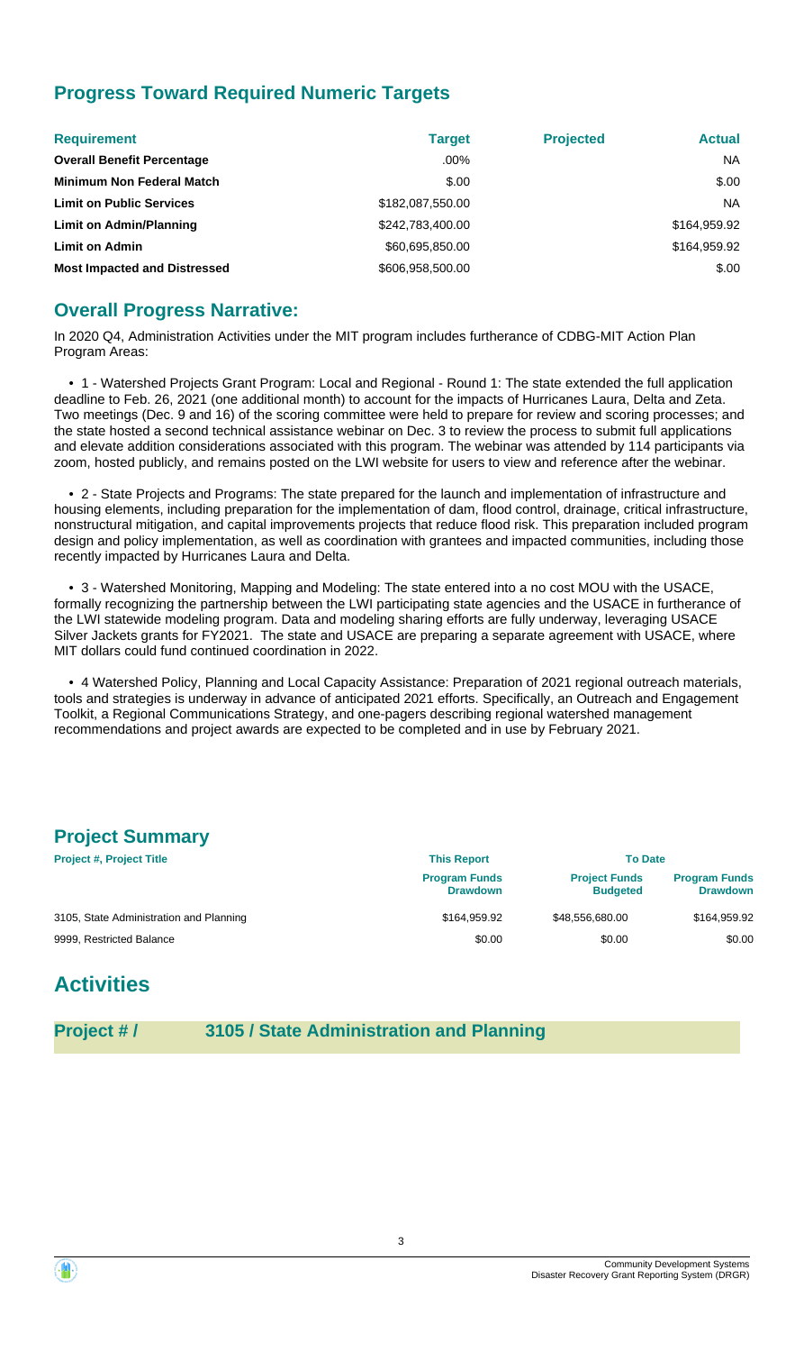## Progress Toward Required Numeric Targets

| Requirement | Target | Projected | Actual |
|---|---|---|---|
| **Overall Benefit Percentage** | .00% | | NA |
| **Minimum Non Federal Match** | $.00 | | $.00 |
| **Limit on Public Services** | $182,087,550.00 | | NA |
| **Limit on Admin/Planning** | $242,783,400.00 | | $164,959.92 |
| **Limit on Admin** | $60,695,850.00 | | $164,959.92 |
| **Most Impacted and Distressed** | $606,958,500.00 | | $.00 |

## Overall Progress Narrative:

In 2020 Q4, Administration Activities under the MIT program includes furtherance of CDBG-MIT Action Plan Program Areas:

• 1 - Watershed Projects Grant Program: Local and Regional - Round 1: The state extended the full application deadline to Feb. 26, 2021 (one additional month) to account for the impacts of Hurricanes Laura, Delta and Zeta. Two meetings (Dec. 9 and 16) of the scoring committee were held to prepare for review and scoring processes; and the state hosted a second technical assistance webinar on Dec. 3 to review the process to submit full applications and elevate addition considerations associated with this program. The webinar was attended by 114 participants via zoom, hosted publicly, and remains posted on the LWI website for users to view and reference after the webinar.

• 2 - State Projects and Programs: The state prepared for the launch and implementation of infrastructure and housing elements, including preparation for the implementation of dam, flood control, drainage, critical infrastructure, nonstructural mitigation, and capital improvements projects that reduce flood risk. This preparation included program design and policy implementation, as well as coordination with grantees and impacted communities, including those recently impacted by Hurricanes Laura and Delta.

• 3 - Watershed Monitoring, Mapping and Modeling: The state entered into a no cost MOU with the USACE, formally recognizing the partnership between the LWI participating state agencies and the USACE in furtherance of the LWI statewide modeling program. Data and modeling sharing efforts are fully underway, leveraging USACE Silver Jackets grants for FY2021. The state and USACE are preparing a separate agreement with USACE, where MIT dollars could fund continued coordination in 2022.

• 4 Watershed Policy, Planning and Local Capacity Assistance: Preparation of 2021 regional outreach materials, tools and strategies is underway in advance of anticipated 2021 efforts. Specifically, an Outreach and Engagement Toolkit, a Regional Communications Strategy, and one-pagers describing regional watershed management recommendations and project awards are expected to be completed and in use by February 2021.

## Project Summary

| Project #, Project Title | This Report | To Date | |
|---|---|---|---|
| | **Program Funds Drawdown** | **Project Funds Budgeted** | **Program Funds Drawdown** |
| 3105, State Administration and Planning | $164,959.92 | $48,556,680.00 | $164,959.92 |
| 9999, Restricted Balance | $0.00 | $0.00 | $0.00 |

# Activities

## Project # / 3105 / State Administration and Planning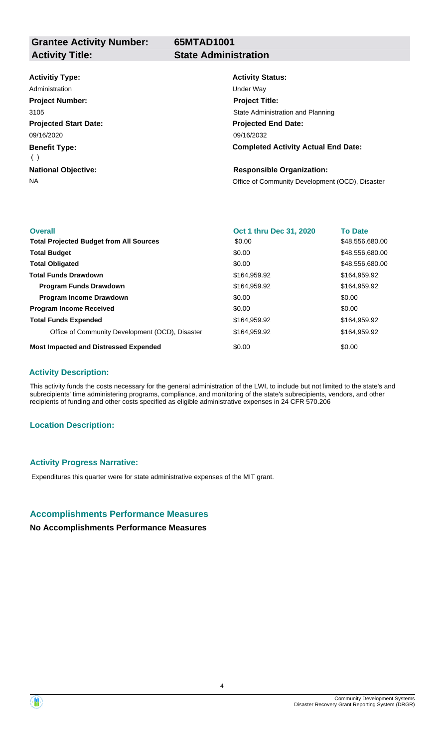| **Grantee Activity Number:** | **65MTAD1001** |
|---|---|
| **Activity Title:** | **State Administration** |

| | |
|---|---|
| **Activitiy Type:** | **Activity Status:** |
| Administration | Under Way |
| **Project Number:** | **Project Title:** |
| 3105 | State Administration and Planning |
| **Projected Start Date:** | **Projected End Date:** |
| 09/16/2020 | 09/16/2032 |
| **Benefit Type:** | **Completed Activity Actual End Date:** |
| ( ) | |
| **National Objective:** | **Responsible Organization:** |
| NA | Office of Community Development (OCD), Disaster |

| **Overall** | **Oct 1 thru Dec 31, 2020** | **To Date** |
|---|---|---|
| **Total Projected Budget from All Sources** | $0.00 | $48,556,680.00 |
| **Total Budget** | $0.00 | $48,556,680.00 |
| **Total Obligated** | $0.00 | $48,556,680.00 |
| **Total Funds Drawdown** | $164,959.92 | $164,959.92 |
| **Program Funds Drawdown** | $164,959.92 | $164,959.92 |
| **Program Income Drawdown** | $0.00 | $0.00 |
| **Program Income Received** | $0.00 | $0.00 |
| **Total Funds Expended** | $164,959.92 | $164,959.92 |
| Office of Community Development (OCD), Disaster | $164,959.92 | $164,959.92 |
| **Most Impacted and Distressed Expended** | $0.00 | $0.00 |

### Activity Description:

This activity funds the costs necessary for the general administration of the LWI, to include but not limited to the state's and subrecipients' time administering programs, compliance, and monitoring of the state's subrecipients, vendors, and other recipients of funding and other costs specified as eligible administrative expenses in 24 CFR 570.206

### Location Description:

### Activity Progress Narrative:

Expenditures this quarter were for state administrative expenses of the MIT grant.

## Accomplishments Performance Measures

**No Accomplishments Performance Measures**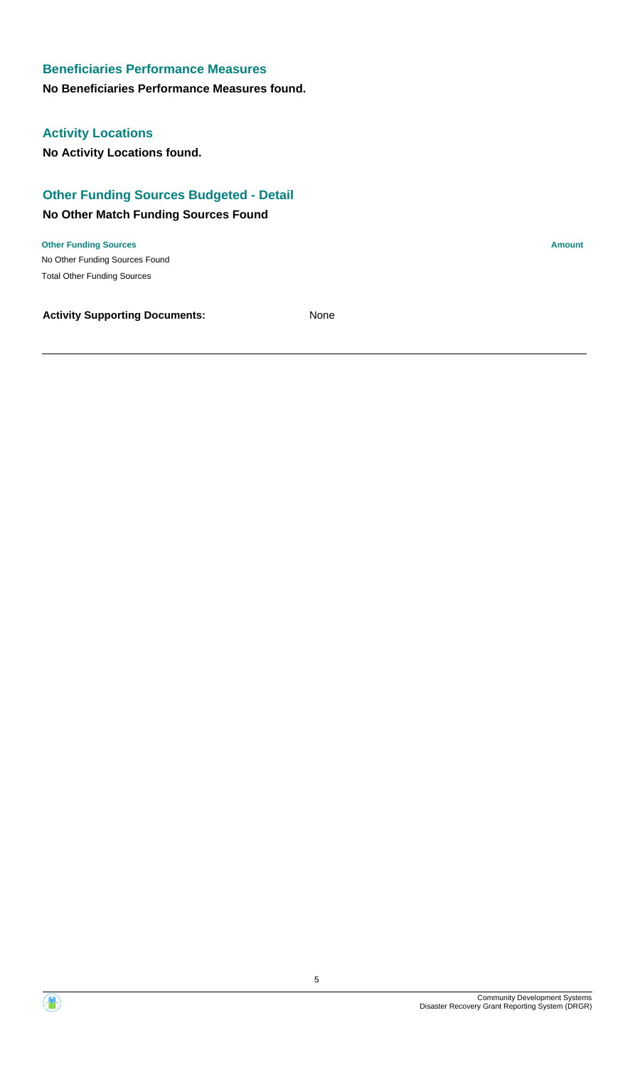## Beneficiaries Performance Measures

**No Beneficiaries Performance Measures found.**

## Activity Locations

**No Activity Locations found.**

## Other Funding Sources Budgeted - Detail

### No Other Match Funding Sources Found

| Other Funding Sources | Amount |
|---|---|
| No Other Funding Sources Found | |
| Total Other Funding Sources | |

**Activity Supporting Documents:** None